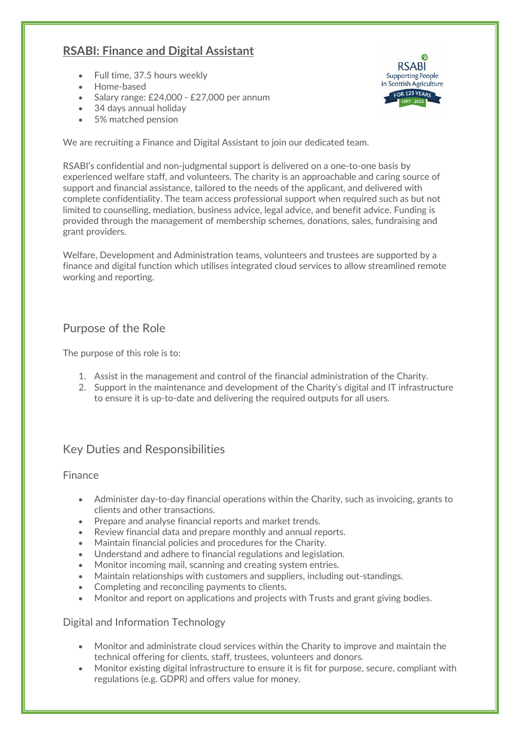# RSABI: Finance and Digital Assistant

- Full time, 37.5 hours weekly
- Home-based
- Salary range: £24,000 - £27,000 per annum
- 34 days annual holiday
- 5% matched pension

We are recruiting a Finance and Digital Assistant to join our dedicated team.

RSABI's confidential and non-judgmental support is delivered on a one-to-one basis by experienced welfare staff, and volunteers. The charity is an approachable and caring source of support and financial assistance, tailored to the needs of the applicant, and delivered with complete confidentiality. The team access professional support when required such as but not limited to counselling, mediation, business advice, legal advice, and benefit advice. Funding is provided through the management of membership schemes, donations, sales, fundraising and grant providers.

Welfare, Development and Administration teams, volunteers and trustees are supported by a finance and digital function which utilises integrated cloud services to allow streamlined remote working and reporting.

## Purpose of the Role

The purpose of this role is to:

1. Assist in the management and control of the financial administration of the Charity.
2. Support in the maintenance and development of the Charity's digital and IT infrastructure to ensure it is up-to-date and delivering the required outputs for all users.

## Key Duties and Responsibilities

### Finance

- Administer day-to-day financial operations within the Charity, such as invoicing, grants to clients and other transactions.
- Prepare and analyse financial reports and market trends.
- Review financial data and prepare monthly and annual reports.
- Maintain financial policies and procedures for the Charity.
- Understand and adhere to financial regulations and legislation.
- Monitor incoming mail, scanning and creating system entries.
- Maintain relationships with customers and suppliers, including out-standings.
- Completing and reconciling payments to clients.
- Monitor and report on applications and projects with Trusts and grant giving bodies.

### Digital and Information Technology

- Monitor and administrate cloud services within the Charity to improve and maintain the technical offering for clients, staff, trustees, volunteers and donors.
- Monitor existing digital infrastructure to ensure it is fit for purpose, secure, compliant with regulations (e.g. GDPR) and offers value for money.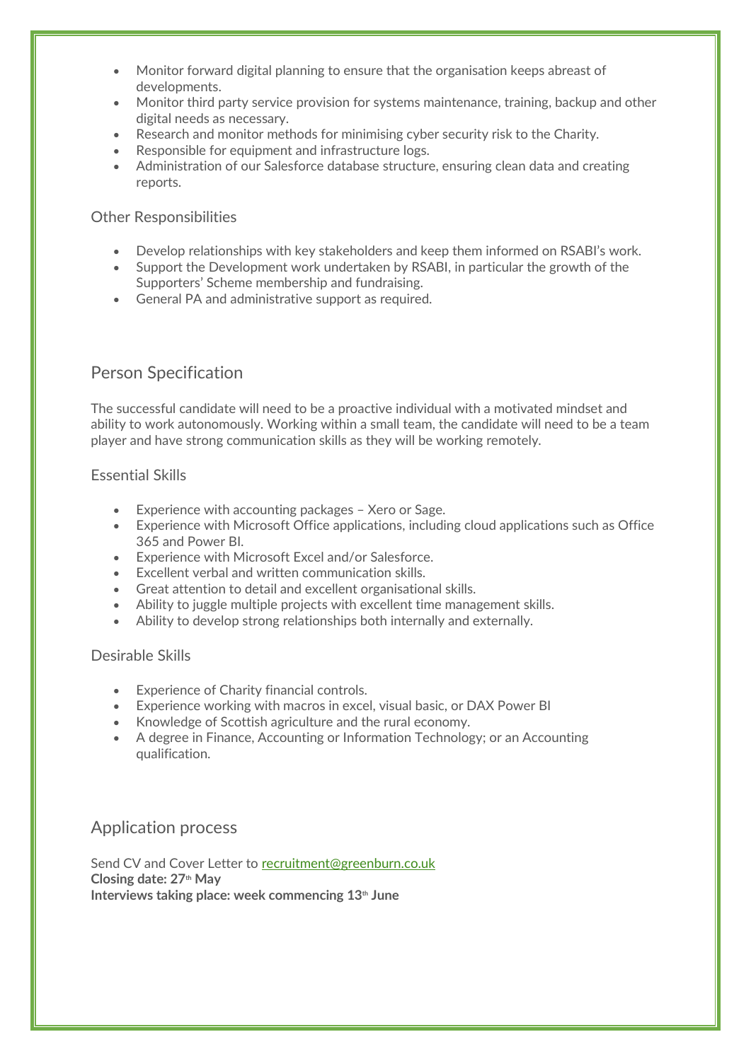- Monitor forward digital planning to ensure that the organisation keeps abreast of developments.
- Monitor third party service provision for systems maintenance, training, backup and other digital needs as necessary.
- Research and monitor methods for minimising cyber security risk to the Charity.
- Responsible for equipment and infrastructure logs.
- Administration of our Salesforce database structure, ensuring clean data and creating reports.

### Other Responsibilities

- Develop relationships with key stakeholders and keep them informed on RSABI's work.
- Support the Development work undertaken by RSABI, in particular the growth of the Supporters' Scheme membership and fundraising.
- General PA and administrative support as required.

## Person Specification

The successful candidate will need to be a proactive individual with a motivated mindset and ability to work autonomously. Working within a small team, the candidate will need to be a team player and have strong communication skills as they will be working remotely.

### Essential Skills

- Experience with accounting packages – Xero or Sage.
- Experience with Microsoft Office applications, including cloud applications such as Office 365 and Power BI.
- Experience with Microsoft Excel and/or Salesforce.
- Excellent verbal and written communication skills.
- Great attention to detail and excellent organisational skills.
- Ability to juggle multiple projects with excellent time management skills.
- Ability to develop strong relationships both internally and externally.

### Desirable Skills

- Experience of Charity financial controls.
- Experience working with macros in excel, visual basic, or DAX Power BI
- Knowledge of Scottish agriculture and the rural economy.
- A degree in Finance, Accounting or Information Technology; or an Accounting qualification.

## Application process

Send CV and Cover Letter to recruitment@greenburn.co.uk
**Closing date: 27th May**
**Interviews taking place: week commencing 13th June**